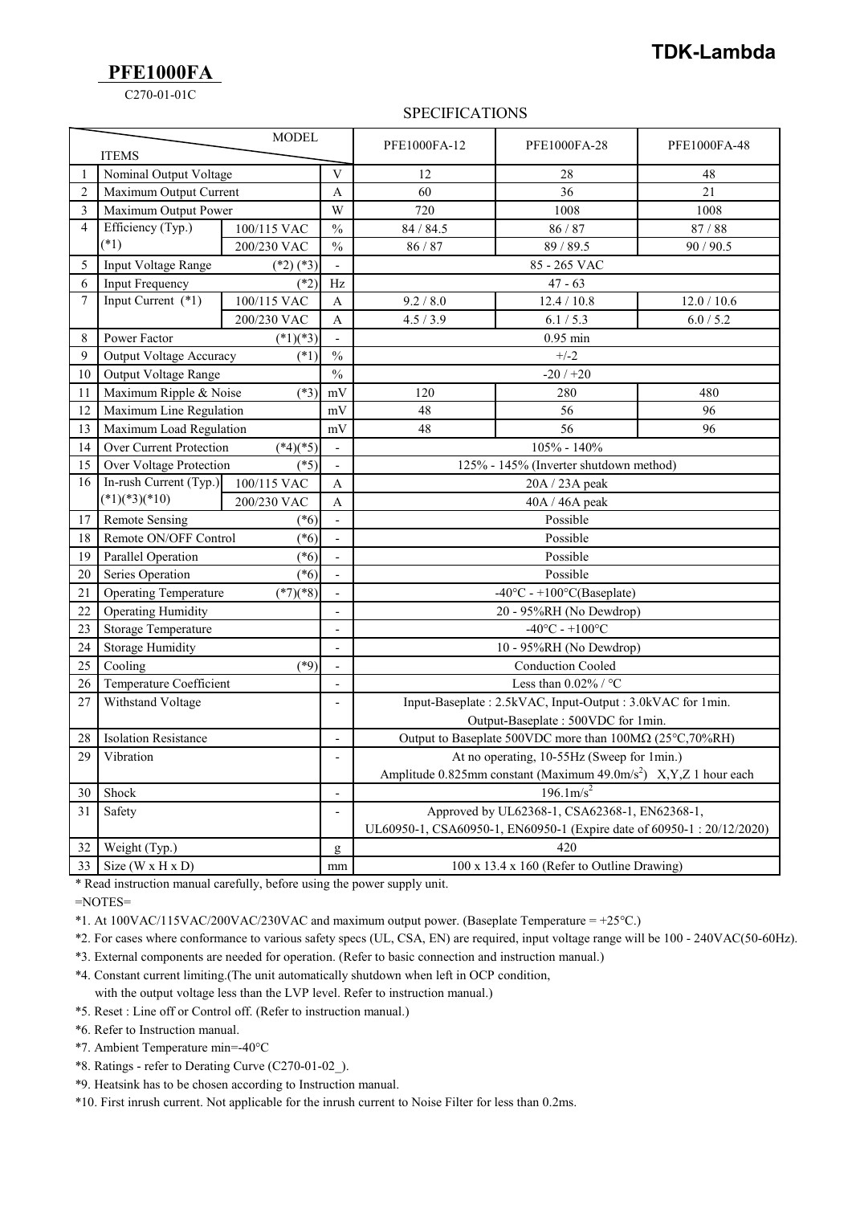**TDK-Lambda**

# PFE1000FA

C270-01-01C

## SPECIFICATIONS

| | ITEMS \ MODEL | | | PFE1000FA-12 | PFE1000FA-28 | PFE1000FA-48 |
|---|---|---|---|---|---|---|
| 1 | Nominal Output Voltage | | V | 12 | 28 | 48 |
| 2 | Maximum Output Current | | A | 60 | 36 | 21 |
| 3 | Maximum Output Power | | W | 720 | 1008 | 1008 |
| 4 | Efficiency (Typ.) (*1) | 100/115 VAC | % | 84 / 84.5 | 86 / 87 | 87 / 88 |
| | | 200/230 VAC | % | 86 / 87 | 89 / 89.5 | 90 / 90.5 |
| 5 | Input Voltage Range (*2) (*3) | | - | 85 - 265 VAC | | |
| 6 | Input Frequency (*2) | | Hz | 47 - 63 | | |
| 7 | Input Current (*1) | 100/115 VAC | A | 9.2 / 8.0 | 12.4 / 10.8 | 12.0 / 10.6 |
| | | 200/230 VAC | A | 4.5 / 3.9 | 6.1 / 5.3 | 6.0 / 5.2 |
| 8 | Power Factor (*1)(*3) | | - | 0.95 min | | |
| 9 | Output Voltage Accuracy (*1) | | % | +/-2 | | |
| 10 | Output Voltage Range | | % | -20 / +20 | | |
| 11 | Maximum Ripple & Noise (*3) | | mV | 120 | 280 | 480 |
| 12 | Maximum Line Regulation | | mV | 48 | 56 | 96 |
| 13 | Maximum Load Regulation | | mV | 48 | 56 | 96 |
| 14 | Over Current Protection (*4)(*5) | | - | 105% - 140% | | |
| 15 | Over Voltage Protection (*5) | | - | 125% - 145% (Inverter shutdown method) | | |
| 16 | In-rush Current (Typ.) (*1)(*3)(*10) | 100/115 VAC | A | 20A / 23A peak | | |
| | | 200/230 VAC | A | 40A / 46A peak | | |
| 17 | Remote Sensing (*6) | | - | Possible | | |
| 18 | Remote ON/OFF Control (*6) | | - | Possible | | |
| 19 | Parallel Operation (*6) | | - | Possible | | |
| 20 | Series Operation (*6) | | - | Possible | | |
| 21 | Operating Temperature (*7)(*8) | | - | -40°C - +100°C(Baseplate) | | |
| 22 | Operating Humidity | | - | 20 - 95%RH (No Dewdrop) | | |
| 23 | Storage Temperature | | - | -40°C - +100°C | | |
| 24 | Storage Humidity | | - | 10 - 95%RH (No Dewdrop) | | |
| 25 | Cooling (*9) | | - | Conduction Cooled | | |
| 26 | Temperature Coefficient | | - | Less than 0.02% / °C | | |
| 27 | Withstand Voltage | | - | Input-Baseplate : 2.5kVAC, Input-Output : 3.0kVAC for 1min. Output-Baseplate : 500VDC for 1min. | | |
| 28 | Isolation Resistance | | - | Output to Baseplate 500VDC more than 100MΩ (25°C,70%RH) | | |
| 29 | Vibration | | - | At no operating, 10-55Hz (Sweep for 1min.) Amplitude 0.825mm constant (Maximum 49.0m/s$^2$) X,Y,Z 1 hour each | | |
| 30 | Shock | | - | 196.1m/s$^2$ | | |
| 31 | Safety | | - | Approved by UL62368-1, CSA62368-1, EN62368-1, UL60950-1, CSA60950-1, EN60950-1 (Expire date of 60950-1 : 20/12/2020) | | |
| 32 | Weight (Typ.) | | g | 420 | | |
| 33 | Size (W x H x D) | | mm | 100 x 13.4 x 160 (Refer to Outline Drawing) | | |

* Read instruction manual carefully, before using the power supply unit.

=NOTES=

*1. At 100VAC/115VAC/200VAC/230VAC and maximum output power. (Baseplate Temperature = +25°C.)

*2. For cases where conformance to various safety specs (UL, CSA, EN) are required, input voltage range will be 100 - 240VAC(50-60Hz).

*3. External components are needed for operation. (Refer to basic connection and instruction manual.)

*4. Constant current limiting.(The unit automatically shutdown when left in OCP condition, with the output voltage less than the LVP level. Refer to instruction manual.)

*5. Reset : Line off or Control off. (Refer to instruction manual.)

*6. Refer to Instruction manual.

*7. Ambient Temperature min=-40°C

*8. Ratings - refer to Derating Curve (C270-01-02_).

*9. Heatsink has to be chosen according to Instruction manual.

*10. First inrush current. Not applicable for the inrush current to Noise Filter for less than 0.2ms.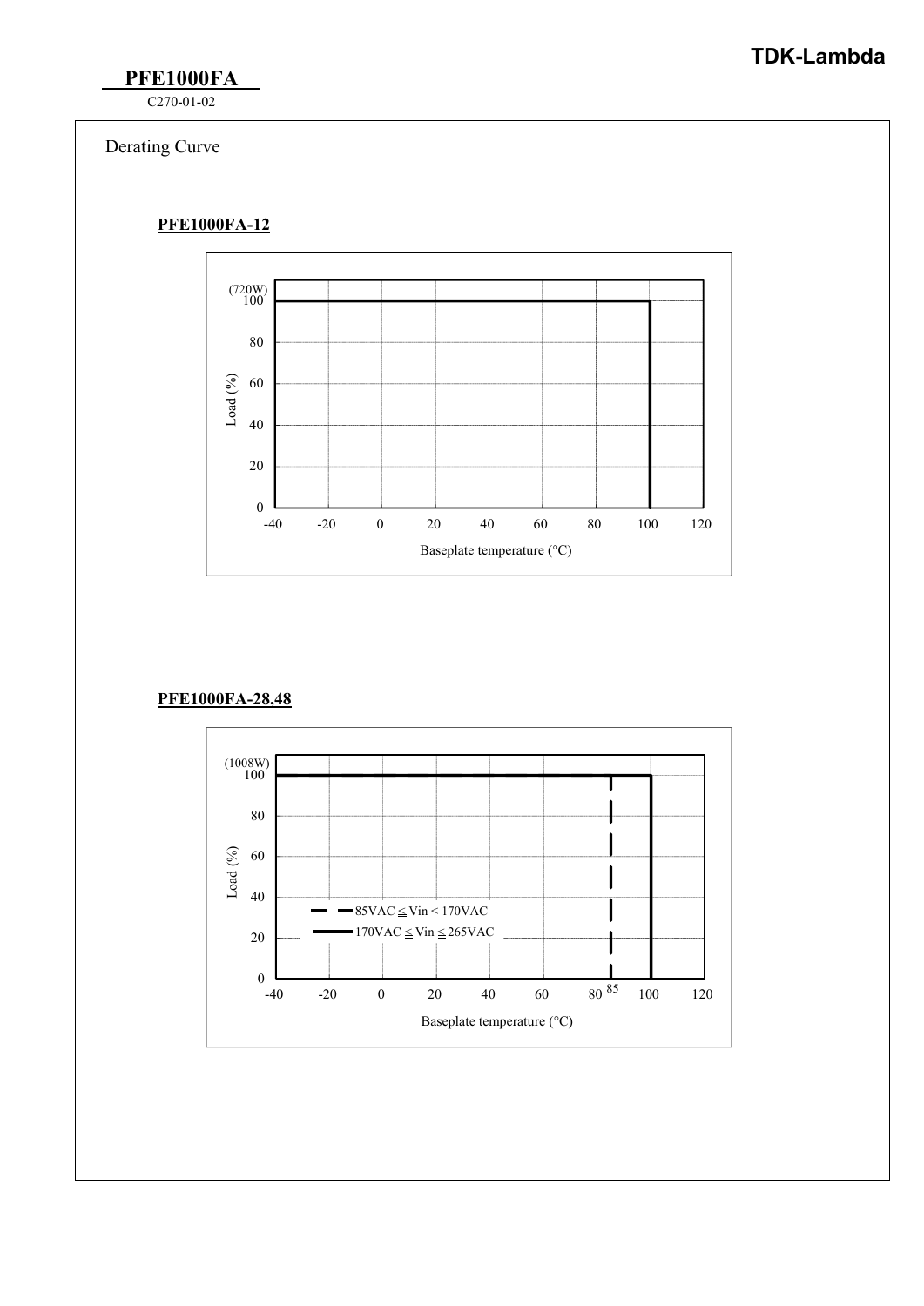Derating Curve

**PFE1000FA-12**

(720W)
100
80
60
40
20
0

Load (%)

-40 -20 0 20 40 60 80 100 120

Baseplate temperature (°C)

**PFE1000FA-28,48**

(1008W)
100
80
60
40
20
0

Load (%)

85VAC ≦ Vin < 170VAC
170VAC ≦ Vin ≦ 265VAC

-40 -20 0 20 40 60 80 85 100 120

Baseplate temperature (°C)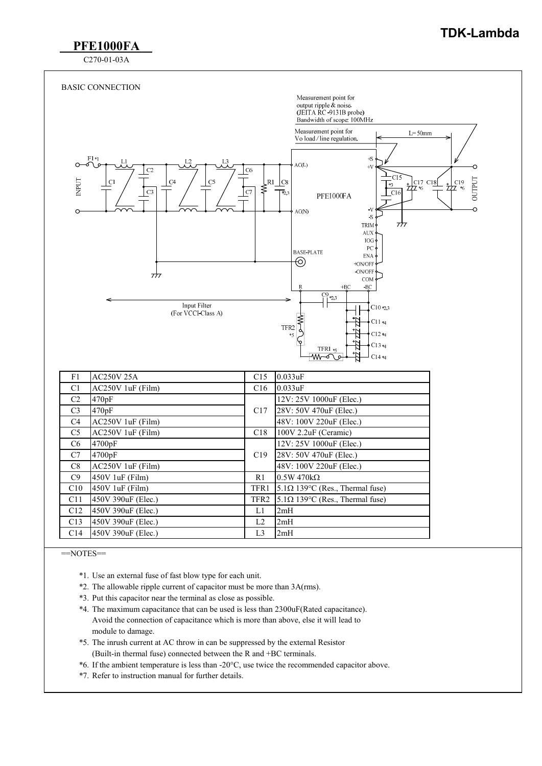## PFE1000FA

C270-01-03A

BASIC CONNECTION

Measurement point for output ripple & noise (JEITA RC-9131B probe) Bandwidth of scope: 100MHz

Measurement point for Vo load / line regulation.

L=50mm

F1 *1, L1, L2, L3, C1, C2, C3, C4, C5, C6, C7, R1, C8 *2,3

INPUT

AC(L), AC(N), PFE1000FA, +S, +V, -V, -S, TRIM, AUX, IOG, PC, ENA, +ON/OFF, -ON/OFF, COM, BASE-PLATE, R, +BC, -BC

C15 *3, C16, C17 *6, C18, C19 *6

OUTPUT

C9 *2,3, C10 *2,3, C11 *4, C12 *4, C13 *4, C14 *4

TFR2 *5, TFR1 *5

Input Filter (For VCCI-Class A)

| | | | |
|---|---|---|---|
| F1 | AC250V 25A | C15 | 0.033uF |
| C1 | AC250V 1uF (Film) | C16 | 0.033uF |
| C2 | 470pF | C17 | 12V: 25V 1000uF (Elec.) |
| C3 | 470pF | | 28V: 50V 470uF (Elec.) |
| C4 | AC250V 1uF (Film) | | 48V: 100V 220uF (Elec.) |
| C5 | AC250V 1uF (Film) | C18 | 100V 2.2uF (Ceramic) |
| C6 | 4700pF | C19 | 12V: 25V 1000uF (Elec.) |
| C7 | 4700pF | | 28V: 50V 470uF (Elec.) |
| C8 | AC250V 1uF (Film) | | 48V: 100V 220uF (Elec.) |
| C9 | 450V 1uF (Film) | R1 | 0.5W 470kΩ |
| C10 | 450V 1uF (Film) | TFR1 | 5.1Ω 139°C (Res., Thermal fuse) |
| C11 | 450V 390uF (Elec.) | TFR2 | 5.1Ω 139°C (Res., Thermal fuse) |
| C12 | 450V 390uF (Elec.) | L1 | 2mH |
| C13 | 450V 390uF (Elec.) | L2 | 2mH |
| C14 | 450V 390uF (Elec.) | L3 | 2mH |

==NOTES==

*1. Use an external fuse of fast blow type for each unit.

*2. The allowable ripple current of capacitor must be more than 3A(rms).

*3. Put this capacitor near the terminal as close as possible.

*4. The maximum capacitance that can be used is less than 2300uF(Rated capacitance). Avoid the connection of capacitance which is more than above, else it will lead to module to damage.

*5. The inrush current at AC throw in can be suppressed by the external Resistor (Built-in thermal fuse) connected between the R and +BC terminals.

*6. If the ambient temperature is less than -20°C, use twice the recommended capacitor above.

*7. Refer to instruction manual for further details.